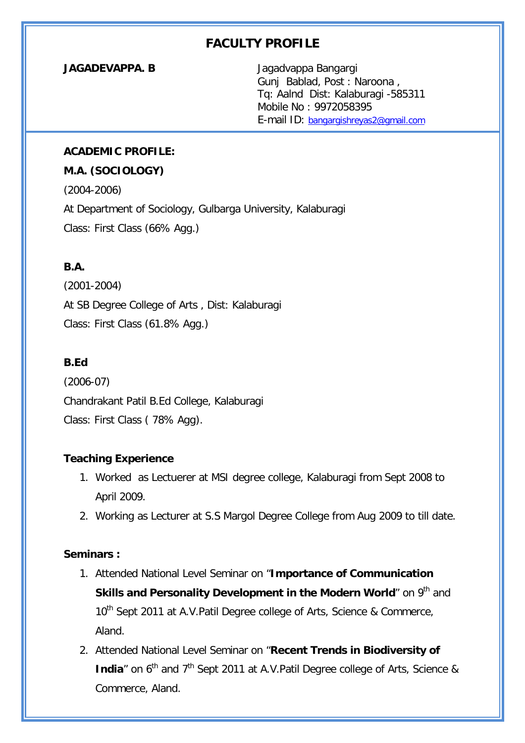# FACULTY PROFILE

**JAGADEVAPPA. B**

Jagadvappa Bangargi
Gunj Bablad, Post : Naroona ,
Tq: Aalnd Dist: Kalaburagi -585311
Mobile No : 9972058395
E-mail ID: bangargishreyas2@gmail.com

**ACADEMIC PROFILE:**

**M.A. (SOCIOLOGY)**

(2004-2006)

At Department of Sociology, Gulbarga University, Kalaburagi

Class: First Class (66% Agg.)

**B.A.**

(2001-2004)

At SB Degree College of Arts , Dist: Kalaburagi

Class: First Class (61.8% Agg.)

**B.Ed**

(2006-07)

Chandrakant Patil B.Ed College, Kalaburagi

Class: First Class ( 78% Agg).

**Teaching Experience**

1. Worked as Lectuerer at MSI degree college, Kalaburagi from Sept 2008 to April 2009.
2. Working as Lecturer at S.S Margol Degree College from Aug 2009 to till date.

**Seminars :**

1. Attended National Level Seminar on "**Importance of Communication Skills and Personality Development in the Modern World**" on 9th and 10th Sept 2011 at A.V.Patil Degree college of Arts, Science & Commerce, Aland.
2. Attended National Level Seminar on "**Recent Trends in Biodiversity of India**" on 6th and 7th Sept 2011 at A.V.Patil Degree college of Arts, Science & Commerce, Aland.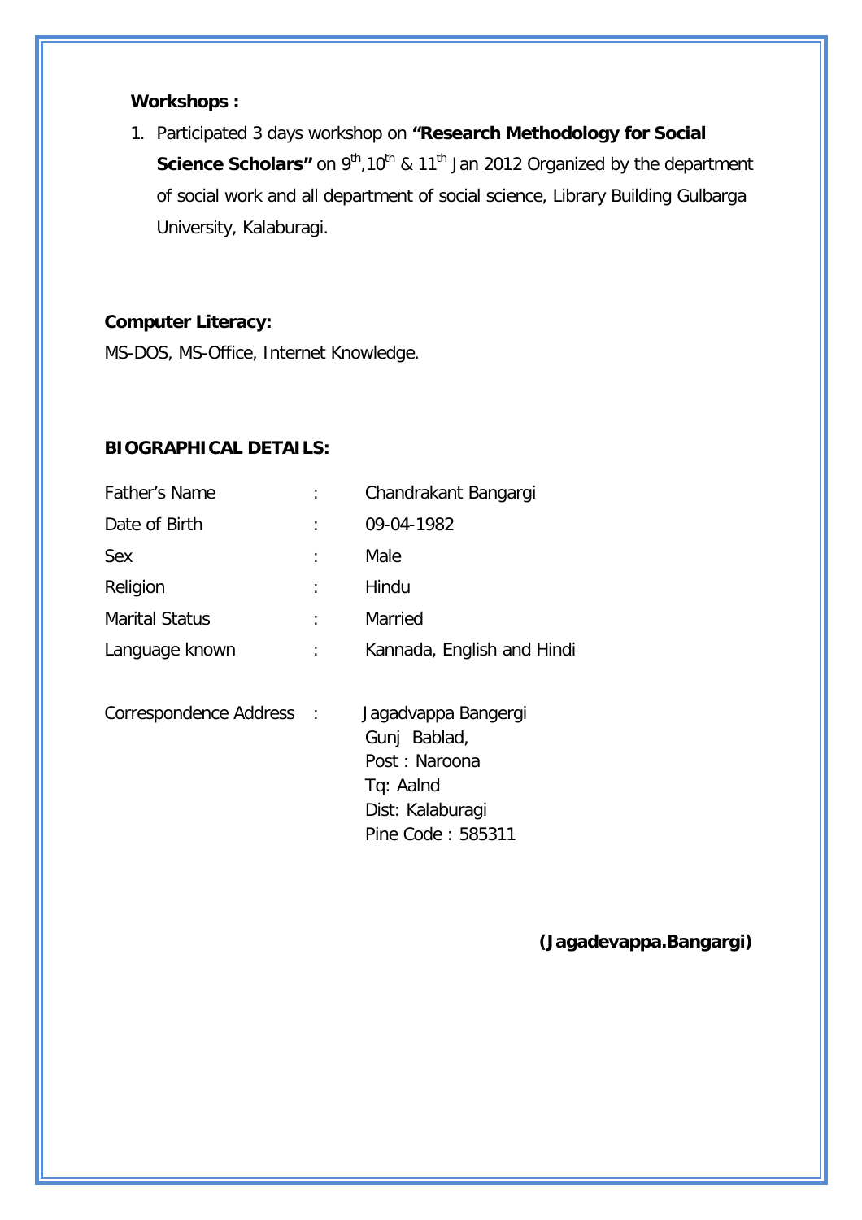**Workshops :**

1. Participated 3 days workshop on **"Research Methodology for Social Science Scholars"** on 9th,10th & 11th Jan 2012 Organized by the department of social work and all department of social science, Library Building Gulbarga University, Kalaburagi.

**Computer Literacy:**

MS-DOS, MS-Office, Internet Knowledge.

**BIOGRAPHICAL DETAILS:**

| | | |
|---|---|---|
| Father's Name | : | Chandrakant Bangargi |
| Date of Birth | : | 09-04-1982 |
| Sex | : | Male |
| Religion | : | Hindu |
| Marital Status | : | Married |
| Language known | : | Kannada, English and Hindi |

Correspondence Address : Jagadvappa Bangergi
Gunj Bablad,
Post : Naroona
Tq: Aalnd
Dist: Kalaburagi
Pine Code : 585311

**(Jagadevappa.Bangargi)**